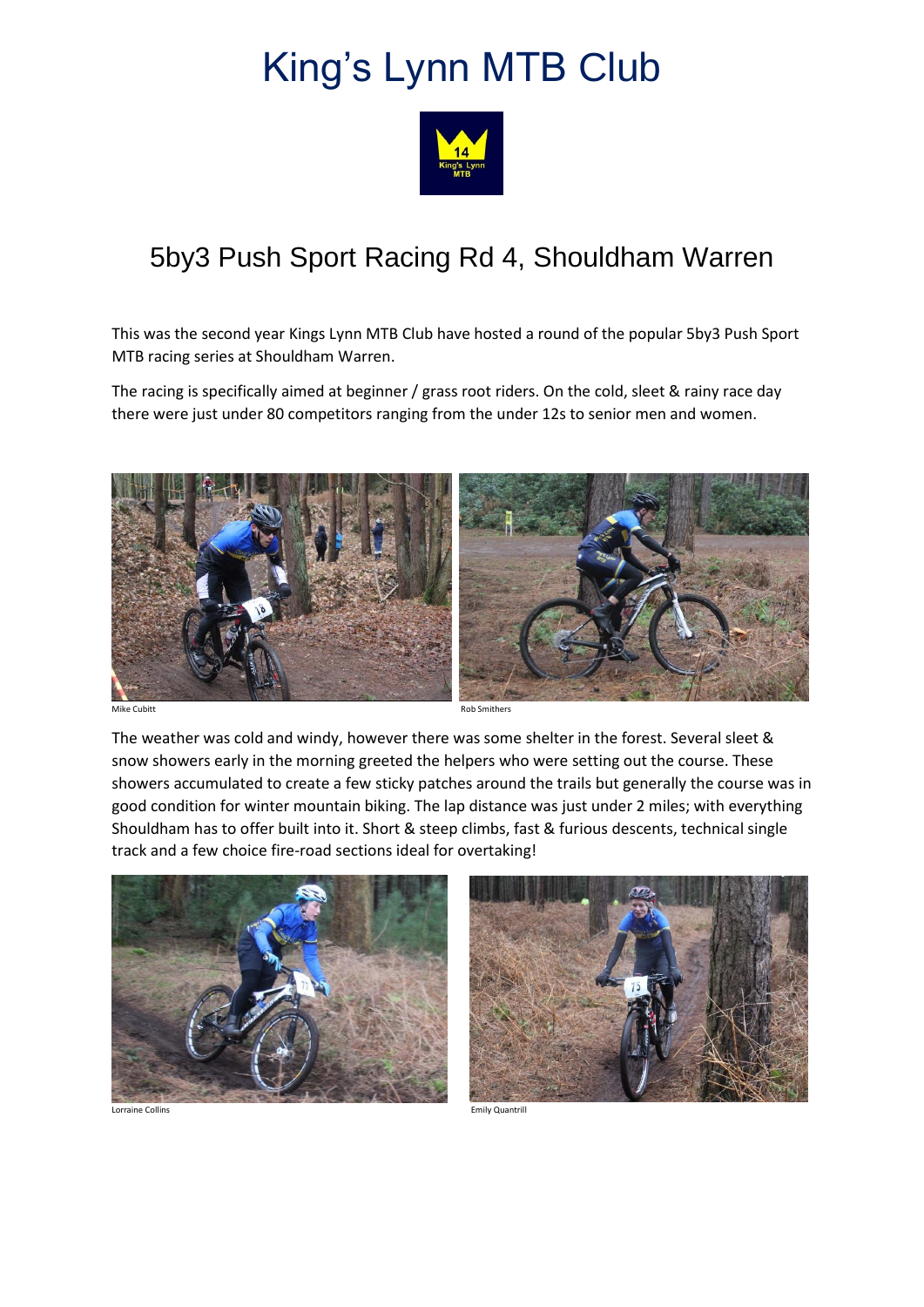# King's Lynn MTB Club

## 5by3 Push Sport Racing Rd 4, Shouldham Warren

This was the second year Kings Lynn MTB Club have hosted a round of the popular 5by3 Push Sport MTB racing series at Shouldham Warren.

The racing is specifically aimed at beginner / grass root riders. On the cold, sleet & rainy race day there were just under 80 competitors ranging from the under 12s to senior men and women.

Mike Cubitt

Rob Smithers

The weather was cold and windy, however there was some shelter in the forest. Several sleet & snow showers early in the morning greeted the helpers who were setting out the course. These showers accumulated to create a few sticky patches around the trails but generally the course was in good condition for winter mountain biking. The lap distance was just under 2 miles; with everything Shouldham has to offer built into it. Short & steep climbs, fast & furious descents, technical single track and a few choice fire-road sections ideal for overtaking!

Lorraine Collins

Emily Quantrill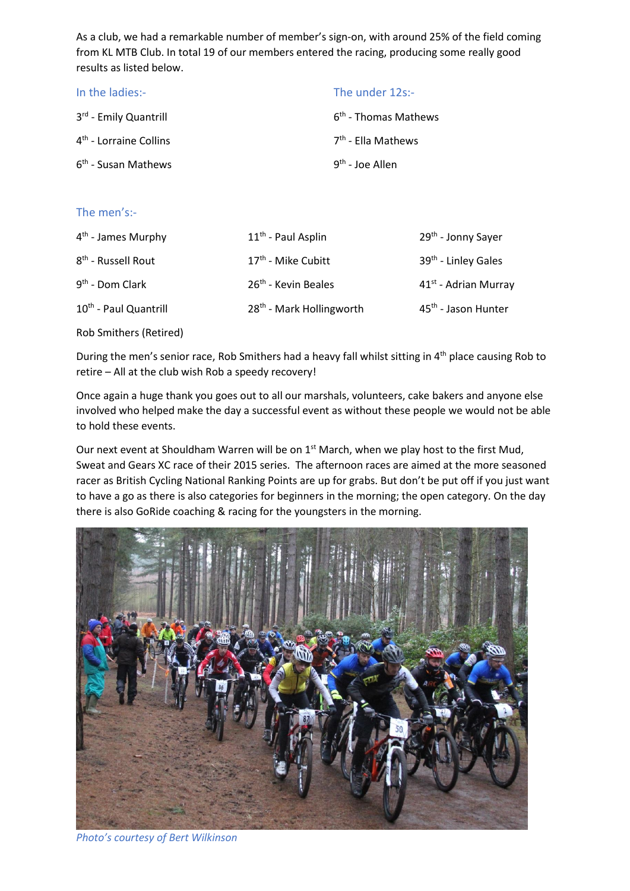As a club, we had a remarkable number of member's sign-on, with around 25% of the field coming from KL MTB Club. In total 19 of our members entered the racing, producing some really good results as listed below.

### In the ladies:-

3rd - Emily Quantrill

4th - Lorraine Collins

6th - Susan Mathews

### The under 12s:-

6th - Thomas Mathews

7th - Ella Mathews

9th - Joe Allen

### The men's:-

4th - James Murphy

8th - Russell Rout

9th - Dom Clark

10th - Paul Quantrill

11th - Paul Asplin

17th - Mike Cubitt

26th - Kevin Beales

28th - Mark Hollingworth

29th - Jonny Sayer

39th - Linley Gales

41st - Adrian Murray

45th - Jason Hunter

Rob Smithers (Retired)

During the men's senior race, Rob Smithers had a heavy fall whilst sitting in 4th place causing Rob to retire – All at the club wish Rob a speedy recovery!

Once again a huge thank you goes out to all our marshals, volunteers, cake bakers and anyone else involved who helped make the day a successful event as without these people we would not be able to hold these events.

Our next event at Shouldham Warren will be on 1st March, when we play host to the first Mud, Sweat and Gears XC race of their 2015 series. The afternoon races are aimed at the more seasoned racer as British Cycling National Ranking Points are up for grabs. But don't be put off if you just want to have a go as there is also categories for beginners in the morning; the open category. On the day there is also GoRide coaching & racing for the youngsters in the morning.

*Photo's courtesy of Bert Wilkinson*